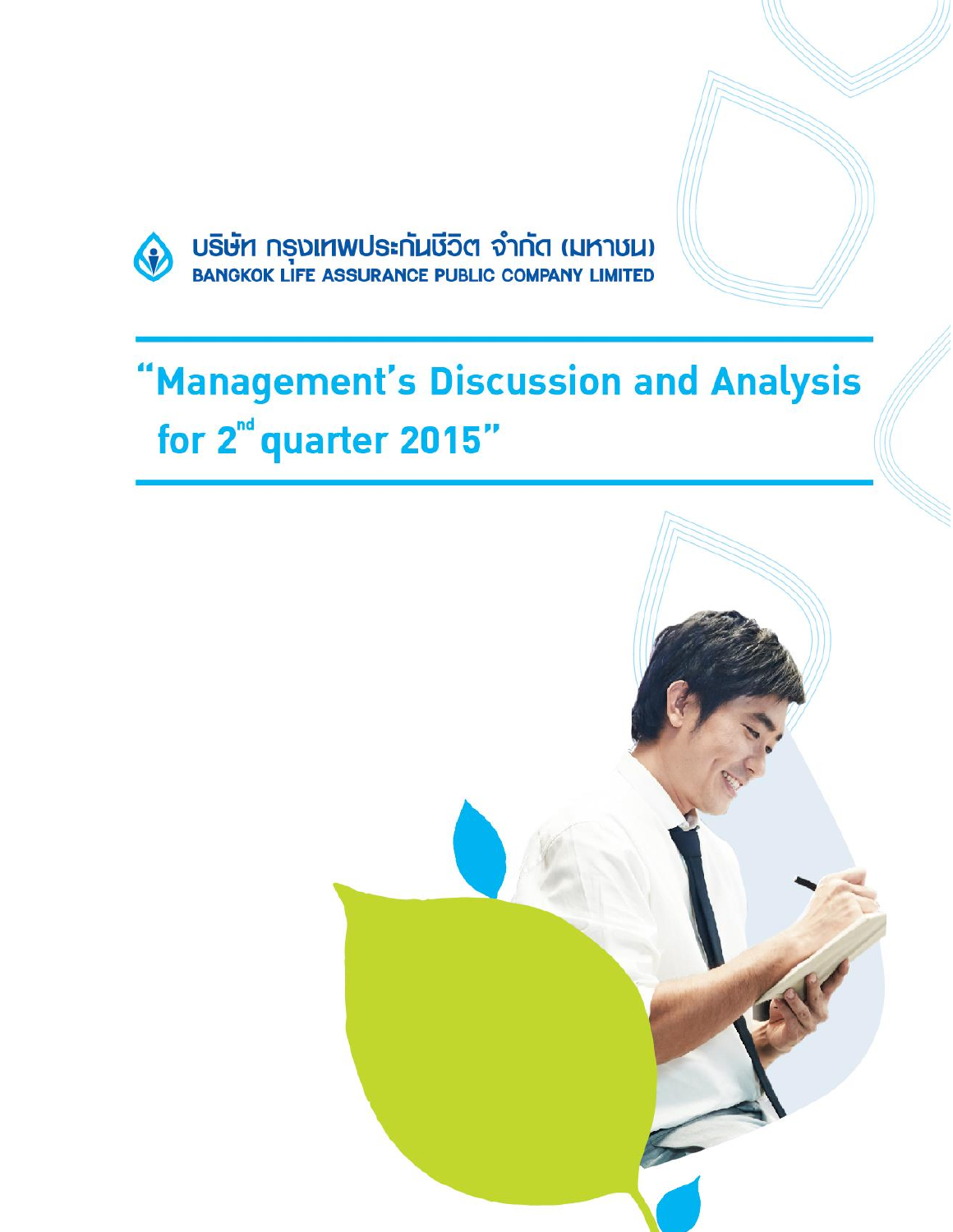บริษัท กรุงเทพประกันชีวิต จำกัด (มหาชน)
BANGKOK LIFE ASSURANCE PUBLIC COMPANY LIMITED

# "Management's Discussion and Analysis for 2nd quarter 2015"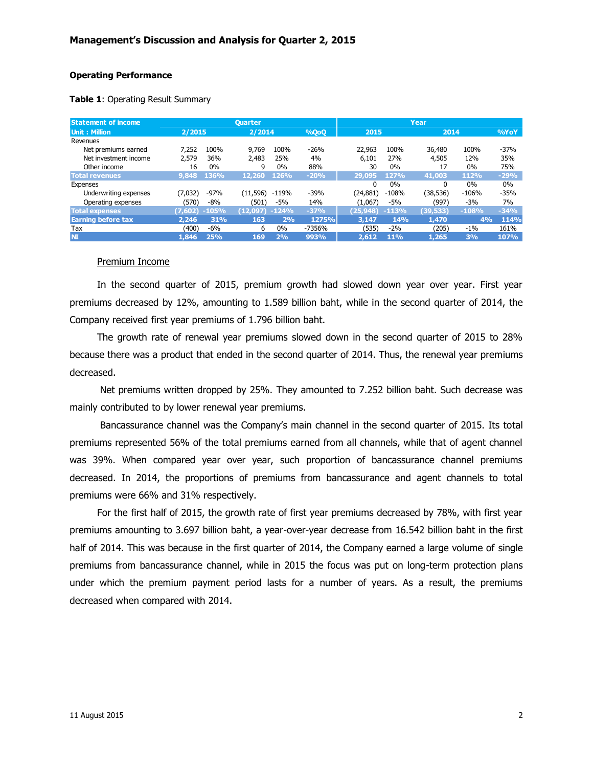## Operating Performance

**Table 1**: Operating Result Summary

| Statement of income | Quarter | | | | | Year | | | | |
|---|---|---|---|---|---|---|---|---|---|---|
| Unit : Million | 2/2015 | | 2/2014 | | %QoQ | 2015 | | 2014 | | %YoY |
| Revenues | | | | | | | | | | |
| Net premiums earned | 7,252 | 100% | 9,769 | 100% | -26% | 22,963 | 100% | 36,480 | 100% | -37% |
| Net investment income | 2,579 | 36% | 2,483 | 25% | 4% | 6,101 | 27% | 4,505 | 12% | 35% |
| Other income | 16 | 0% | 9 | 0% | 88% | 30 | 0% | 17 | 0% | 75% |
| **Total revenues** | **9,848** | **136%** | **12,260** | **126%** | **-20%** | **29,095** | **127%** | **41,003** | **112%** | **-29%** |
| Expenses | | | | | | 0 | 0% | 0 | 0% | 0% |
| Underwriting expenses | (7,032) | -97% | (11,596) | -119% | -39% | (24,881) | -108% | (38,536) | -106% | -35% |
| Operating expenses | (570) | -8% | (501) | -5% | 14% | (1,067) | -5% | (997) | -3% | 7% |
| **Total expenses** | **(7,602)** | **-105%** | **(12,097)** | **-124%** | **-37%** | **(25,948)** | **-113%** | **(39,533)** | **-108%** | **-34%** |
| **Earning before tax** | **2,246** | **31%** | **163** | **2%** | **1275%** | **3,147** | **14%** | **1,470** | **4%** | **114%** |
| Tax | (400) | -6% | 6 | 0% | -7356% | (535) | -2% | (205) | -1% | 161% |
| **NI** | **1,846** | **25%** | **169** | **2%** | **993%** | **2,612** | **11%** | **1,265** | **3%** | **107%** |

### Premium Income

In the second quarter of 2015, premium growth had slowed down year over year. First year premiums decreased by 12%, amounting to 1.589 billion baht, while in the second quarter of 2014, the Company received first year premiums of 1.796 billion baht.

The growth rate of renewal year premiums slowed down in the second quarter of 2015 to 28% because there was a product that ended in the second quarter of 2014. Thus, the renewal year premiums decreased.

Net premiums written dropped by 25%. They amounted to 7.252 billion baht. Such decrease was mainly contributed to by lower renewal year premiums.

Bancassurance channel was the Company's main channel in the second quarter of 2015. Its total premiums represented 56% of the total premiums earned from all channels, while that of agent channel was 39%. When compared year over year, such proportion of bancassurance channel premiums decreased. In 2014, the proportions of premiums from bancassurance and agent channels to total premiums were 66% and 31% respectively.

For the first half of 2015, the growth rate of first year premiums decreased by 78%, with first year premiums amounting to 3.697 billion baht, a year-over-year decrease from 16.542 billion baht in the first half of 2014. This was because in the first quarter of 2014, the Company earned a large volume of single premiums from bancassurance channel, while in 2015 the focus was put on long-term protection plans under which the premium payment period lasts for a number of years. As a result, the premiums decreased when compared with 2014.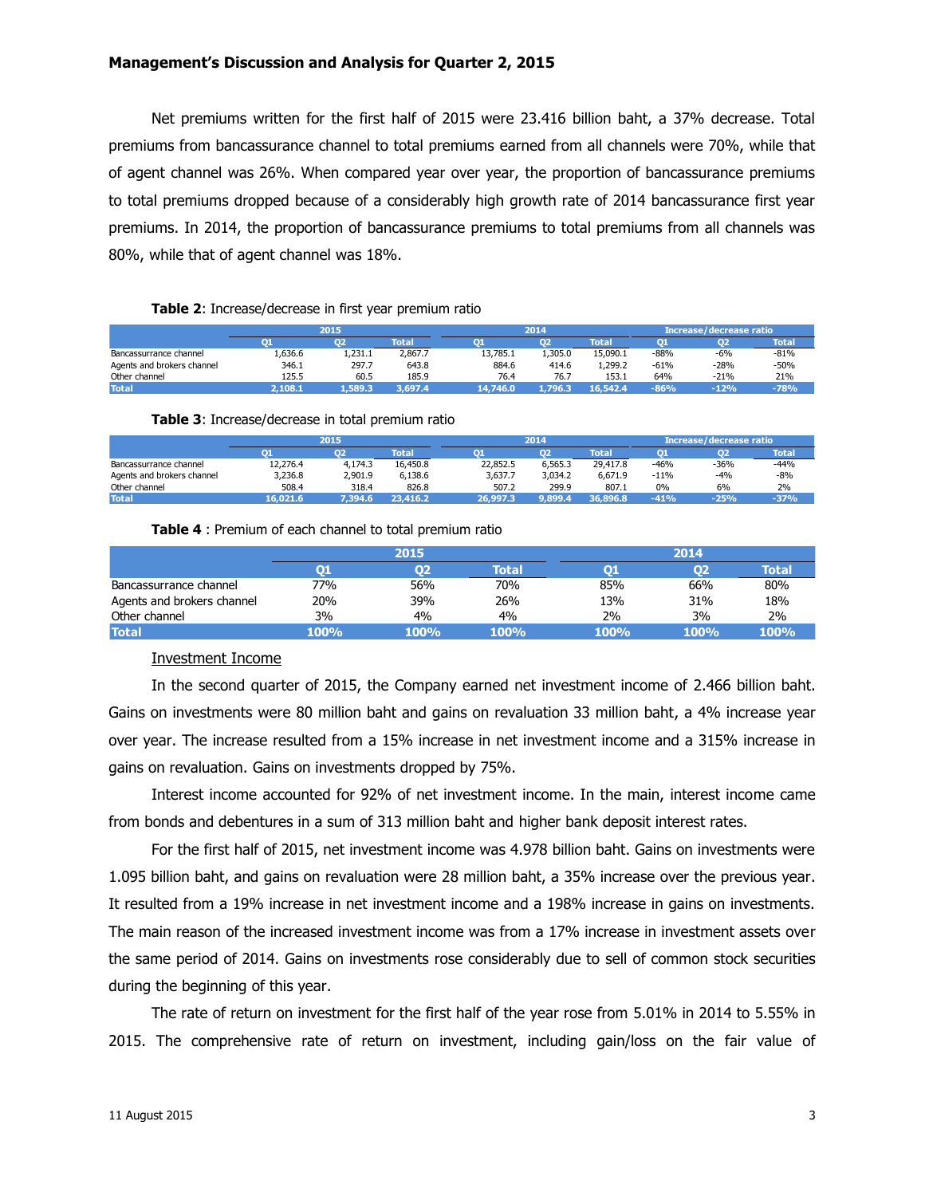Net premiums written for the first half of 2015 were 23.416 billion baht, a 37% decrease. Total premiums from bancassurance channel to total premiums earned from all channels were 70%, while that of agent channel was 26%. When compared year over year, the proportion of bancassurance premiums to total premiums dropped because of a considerably high growth rate of 2014 bancassurance first year premiums. In 2014, the proportion of bancassurance premiums to total premiums from all channels was 80%, while that of agent channel was 18%.

**Table 2**: Increase/decrease in first year premium ratio

| | 2015 | | | 2014 | | | Increase/decrease ratio | | |
|---|---|---|---|---|---|---|---|---|---|
| | Q1 | Q2 | Total | Q1 | Q2 | Total | Q1 | Q2 | Total |
| Bancassurance channel | 1,636.6 | 1,231.1 | 2,867.7 | 13,785.1 | 1,305.0 | 15,090.1 | -88% | -6% | -81% |
| Agents and brokers channel | 346.1 | 297.7 | 643.8 | 884.6 | 414.6 | 1,299.2 | -61% | -28% | -50% |
| Other channel | 125.5 | 60.5 | 185.9 | 76.4 | 76.7 | 153.1 | 64% | -21% | 21% |
| **Total** | **2,108.1** | **1,589.3** | **3,697.4** | **14,746.0** | **1,796.3** | **16,542.4** | **-86%** | **-12%** | **-78%** |

**Table 3**: Increase/decrease in total premium ratio

| | 2015 | | | 2014 | | | Increase/decrease ratio | | |
|---|---|---|---|---|---|---|---|---|---|
| | Q1 | Q2 | Total | Q1 | Q2 | Total | Q1 | Q2 | Total |
| Bancassurance channel | 12,276.4 | 4,174.3 | 16,450.8 | 22,852.5 | 6,565.3 | 29,417.8 | -46% | -36% | -44% |
| Agents and brokers channel | 3,236.8 | 2,901.9 | 6,138.6 | 3,637.7 | 3,034.2 | 6,671.9 | -11% | -4% | -8% |
| Other channel | 508.4 | 318.4 | 826.8 | 507.2 | 299.9 | 807.1 | 0% | 6% | 2% |
| **Total** | **16,021.6** | **7,394.6** | **23,416.2** | **26,997.3** | **9,899.4** | **36,896.8** | **-41%** | **-25%** | **-37%** |

**Table 4** : Premium of each channel to total premium ratio

| | 2015 | | | 2014 | | |
|---|---|---|---|---|---|---|
| | Q1 | Q2 | Total | Q1 | Q2 | Total |
| Bancassurrance channel | 77% | 56% | 70% | 85% | 66% | 80% |
| Agents and brokers channel | 20% | 39% | 26% | 13% | 31% | 18% |
| Other channel | 3% | 4% | 4% | 2% | 3% | 2% |
| **Total** | **100%** | **100%** | **100%** | **100%** | **100%** | **100%** |

<u>Investment Income</u>

In the second quarter of 2015, the Company earned net investment income of 2.466 billion baht. Gains on investments were 80 million baht and gains on revaluation 33 million baht, a 4% increase year over year. The increase resulted from a 15% increase in net investment income and a 315% increase in gains on revaluation. Gains on investments dropped by 75%.

Interest income accounted for 92% of net investment income. In the main, interest income came from bonds and debentures in a sum of 313 million baht and higher bank deposit interest rates.

For the first half of 2015, net investment income was 4.978 billion baht. Gains on investments were 1.095 billion baht, and gains on revaluation were 28 million baht, a 35% increase over the previous year. It resulted from a 19% increase in net investment income and a 198% increase in gains on investments. The main reason of the increased investment income was from a 17% increase in investment assets over the same period of 2014. Gains on investments rose considerably due to sell of common stock securities during the beginning of this year.

The rate of return on investment for the first half of the year rose from 5.01% in 2014 to 5.55% in 2015. The comprehensive rate of return on investment, including gain/loss on the fair value of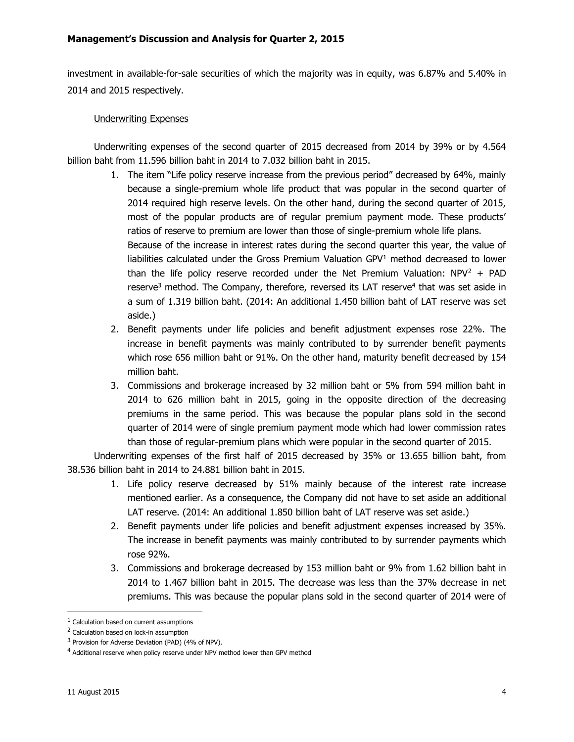investment in available-for-sale securities of which the majority was in equity, was 6.87% and 5.40% in 2014 and 2015 respectively.

Underwriting Expenses

Underwriting expenses of the second quarter of 2015 decreased from 2014 by 39% or by 4.564 billion baht from 11.596 billion baht in 2014 to 7.032 billion baht in 2015.

1. The item "Life policy reserve increase from the previous period" decreased by 64%, mainly because a single-premium whole life product that was popular in the second quarter of 2014 required high reserve levels. On the other hand, during the second quarter of 2015, most of the popular products are of regular premium payment mode. These products' ratios of reserve to premium are lower than those of single-premium whole life plans.

   Because of the increase in interest rates during the second quarter this year, the value of liabilities calculated under the Gross Premium Valuation GPV[1] method decreased to lower than the life policy reserve recorded under the Net Premium Valuation: NPV[2] + PAD reserve[3] method. The Company, therefore, reversed its LAT reserve[4] that was set aside in a sum of 1.319 billion baht. (2014: An additional 1.450 billion baht of LAT reserve was set aside.)
2. Benefit payments under life policies and benefit adjustment expenses rose 22%. The increase in benefit payments was mainly contributed to by surrender benefit payments which rose 656 million baht or 91%. On the other hand, maturity benefit decreased by 154 million baht.
3. Commissions and brokerage increased by 32 million baht or 5% from 594 million baht in 2014 to 626 million baht in 2015, going in the opposite direction of the decreasing premiums in the same period. This was because the popular plans sold in the second quarter of 2014 were of single premium payment mode which had lower commission rates than those of regular-premium plans which were popular in the second quarter of 2015.

Underwriting expenses of the first half of 2015 decreased by 35% or 13.655 billion baht, from 38.536 billion baht in 2014 to 24.881 billion baht in 2015.

1. Life policy reserve decreased by 51% mainly because of the interest rate increase mentioned earlier. As a consequence, the Company did not have to set aside an additional LAT reserve. (2014: An additional 1.850 billion baht of LAT reserve was set aside.)
2. Benefit payments under life policies and benefit adjustment expenses increased by 35%. The increase in benefit payments was mainly contributed to by surrender payments which rose 92%.
3. Commissions and brokerage decreased by 153 million baht or 9% from 1.62 billion baht in 2014 to 1.467 billion baht in 2015. The decrease was less than the 37% decrease in net premiums. This was because the popular plans sold in the second quarter of 2014 were of

---

[1] Calculation based on current assumptions

[2] Calculation based on lock-in assumption

[3] Provision for Adverse Deviation (PAD) (4% of NPV).

[4] Additional reserve when policy reserve under NPV method lower than GPV method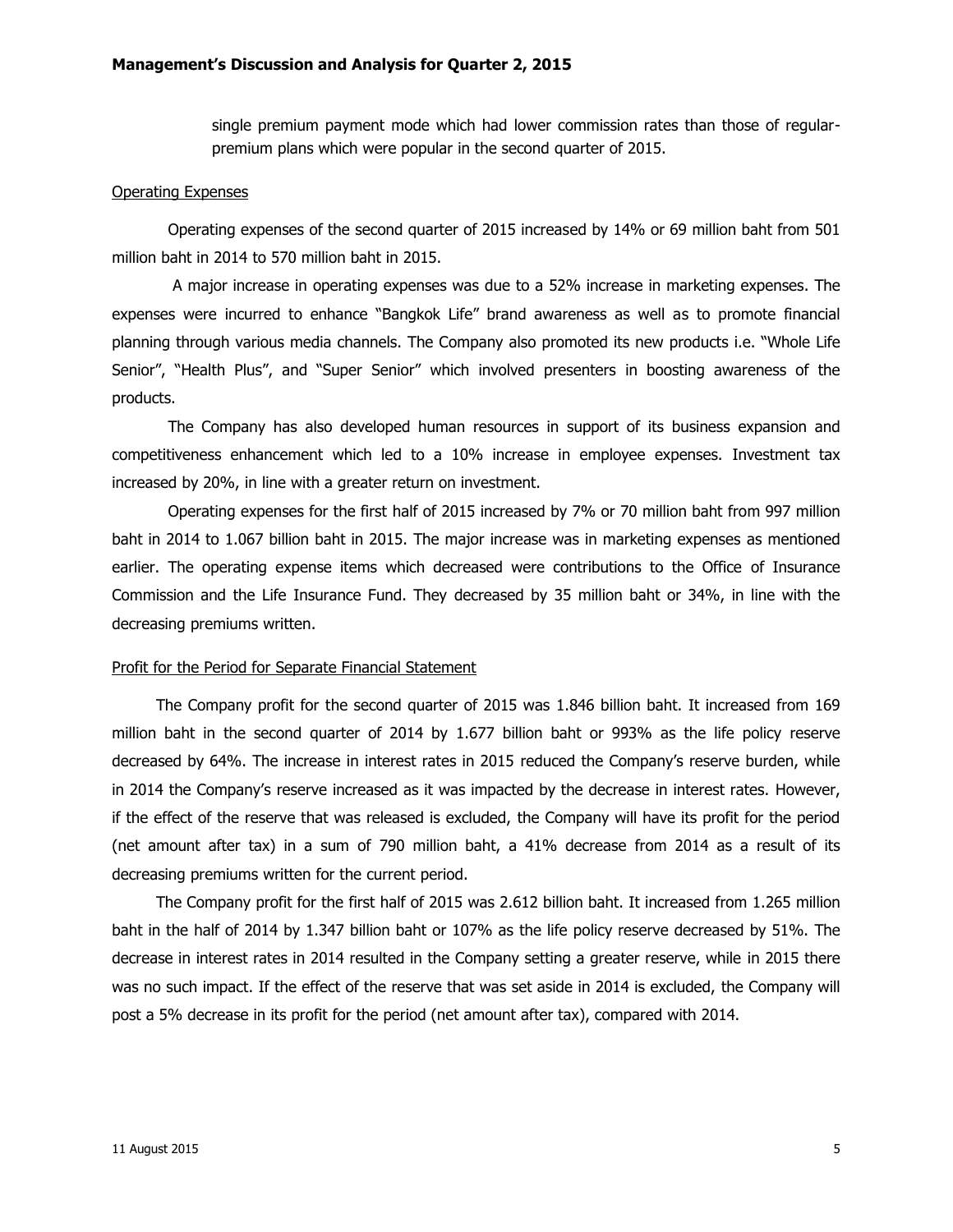single premium payment mode which had lower commission rates than those of regular-premium plans which were popular in the second quarter of 2015.

Operating Expenses

Operating expenses of the second quarter of 2015 increased by 14% or 69 million baht from 501 million baht in 2014 to 570 million baht in 2015.

A major increase in operating expenses was due to a 52% increase in marketing expenses. The expenses were incurred to enhance "Bangkok Life" brand awareness as well as to promote financial planning through various media channels. The Company also promoted its new products i.e. "Whole Life Senior", "Health Plus", and "Super Senior" which involved presenters in boosting awareness of the products.

The Company has also developed human resources in support of its business expansion and competitiveness enhancement which led to a 10% increase in employee expenses. Investment tax increased by 20%, in line with a greater return on investment.

Operating expenses for the first half of 2015 increased by 7% or 70 million baht from 997 million baht in 2014 to 1.067 billion baht in 2015. The major increase was in marketing expenses as mentioned earlier. The operating expense items which decreased were contributions to the Office of Insurance Commission and the Life Insurance Fund. They decreased by 35 million baht or 34%, in line with the decreasing premiums written.

Profit for the Period for Separate Financial Statement

The Company profit for the second quarter of 2015 was 1.846 billion baht. It increased from 169 million baht in the second quarter of 2014 by 1.677 billion baht or 993% as the life policy reserve decreased by 64%. The increase in interest rates in 2015 reduced the Company's reserve burden, while in 2014 the Company's reserve increased as it was impacted by the decrease in interest rates. However, if the effect of the reserve that was released is excluded, the Company will have its profit for the period (net amount after tax) in a sum of 790 million baht, a 41% decrease from 2014 as a result of its decreasing premiums written for the current period.

The Company profit for the first half of 2015 was 2.612 billion baht. It increased from 1.265 million baht in the half of 2014 by 1.347 billion baht or 107% as the life policy reserve decreased by 51%. The decrease in interest rates in 2014 resulted in the Company setting a greater reserve, while in 2015 there was no such impact. If the effect of the reserve that was set aside in 2014 is excluded, the Company will post a 5% decrease in its profit for the period (net amount after tax), compared with 2014.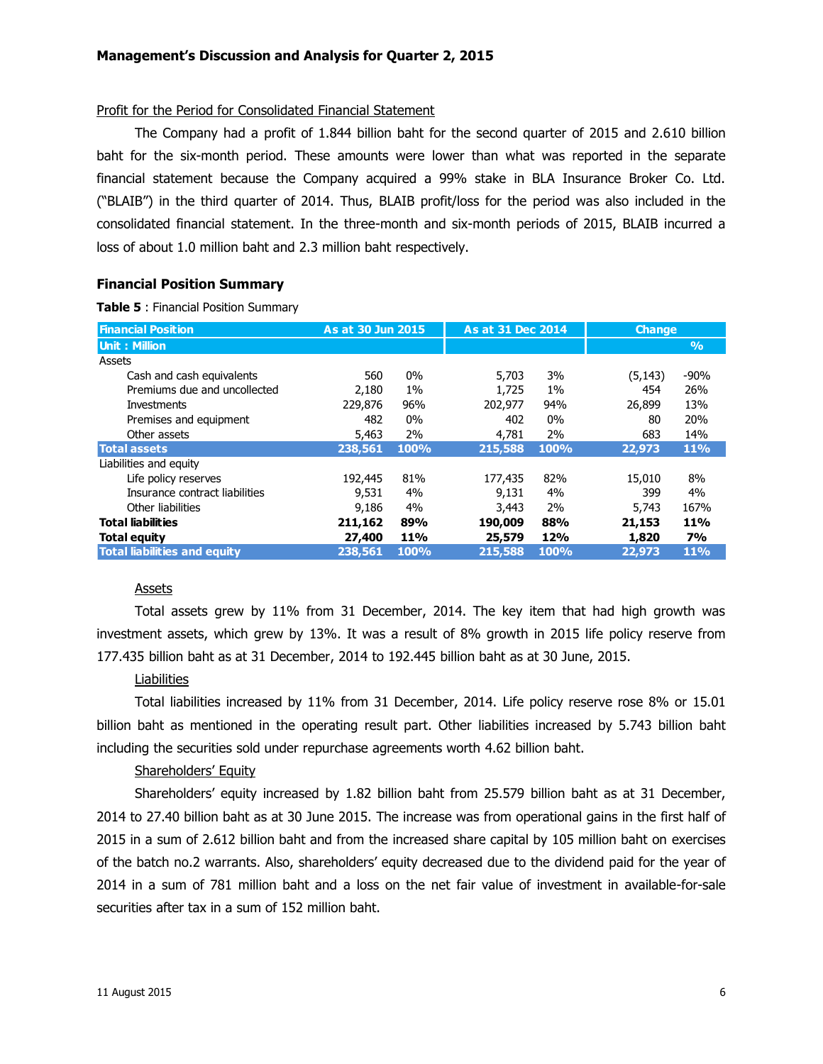### Profit for the Period for Consolidated Financial Statement

The Company had a profit of 1.844 billion baht for the second quarter of 2015 and 2.610 billion baht for the six-month period. These amounts were lower than what was reported in the separate financial statement because the Company acquired a 99% stake in BLA Insurance Broker Co. Ltd. ("BLAIB") in the third quarter of 2014. Thus, BLAIB profit/loss for the period was also included in the consolidated financial statement. In the three-month and six-month periods of 2015, BLAIB incurred a loss of about 1.0 million baht and 2.3 million baht respectively.

## Financial Position Summary

**Table 5** : Financial Position Summary

| Financial Position | As at 30 Jun 2015 | | As at 31 Dec 2014 | | Change | |
|---|---|---|---|---|---|---|
| Unit : Million | | | | | | % |
| Assets | | | | | | |
| Cash and cash equivalents | 560 | 0% | 5,703 | 3% | (5,143) | -90% |
| Premiums due and uncollected | 2,180 | 1% | 1,725 | 1% | 454 | 26% |
| Investments | 229,876 | 96% | 202,977 | 94% | 26,899 | 13% |
| Premises and equipment | 482 | 0% | 402 | 0% | 80 | 20% |
| Other assets | 5,463 | 2% | 4,781 | 2% | 683 | 14% |
| **Total assets** | **238,561** | **100%** | **215,588** | **100%** | **22,973** | **11%** |
| Liabilities and equity | | | | | | |
| Life policy reserves | 192,445 | 81% | 177,435 | 82% | 15,010 | 8% |
| Insurance contract liabilities | 9,531 | 4% | 9,131 | 4% | 399 | 4% |
| Other liabilities | 9,186 | 4% | 3,443 | 2% | 5,743 | 167% |
| **Total liabilities** | **211,162** | **89%** | **190,009** | **88%** | **21,153** | **11%** |
| **Total equity** | **27,400** | **11%** | **25,579** | **12%** | **1,820** | **7%** |
| **Total liabilities and equity** | **238,561** | **100%** | **215,588** | **100%** | **22,973** | **11%** |

### Assets

Total assets grew by 11% from 31 December, 2014. The key item that had high growth was investment assets, which grew by 13%. It was a result of 8% growth in 2015 life policy reserve from 177.435 billion baht as at 31 December, 2014 to 192.445 billion baht as at 30 June, 2015.

### Liabilities

Total liabilities increased by 11% from 31 December, 2014. Life policy reserve rose 8% or 15.01 billion baht as mentioned in the operating result part. Other liabilities increased by 5.743 billion baht including the securities sold under repurchase agreements worth 4.62 billion baht.

### Shareholders' Equity

Shareholders' equity increased by 1.82 billion baht from 25.579 billion baht as at 31 December, 2014 to 27.40 billion baht as at 30 June 2015. The increase was from operational gains in the first half of 2015 in a sum of 2.612 billion baht and from the increased share capital by 105 million baht on exercises of the batch no.2 warrants. Also, shareholders' equity decreased due to the dividend paid for the year of 2014 in a sum of 781 million baht and a loss on the net fair value of investment in available-for-sale securities after tax in a sum of 152 million baht.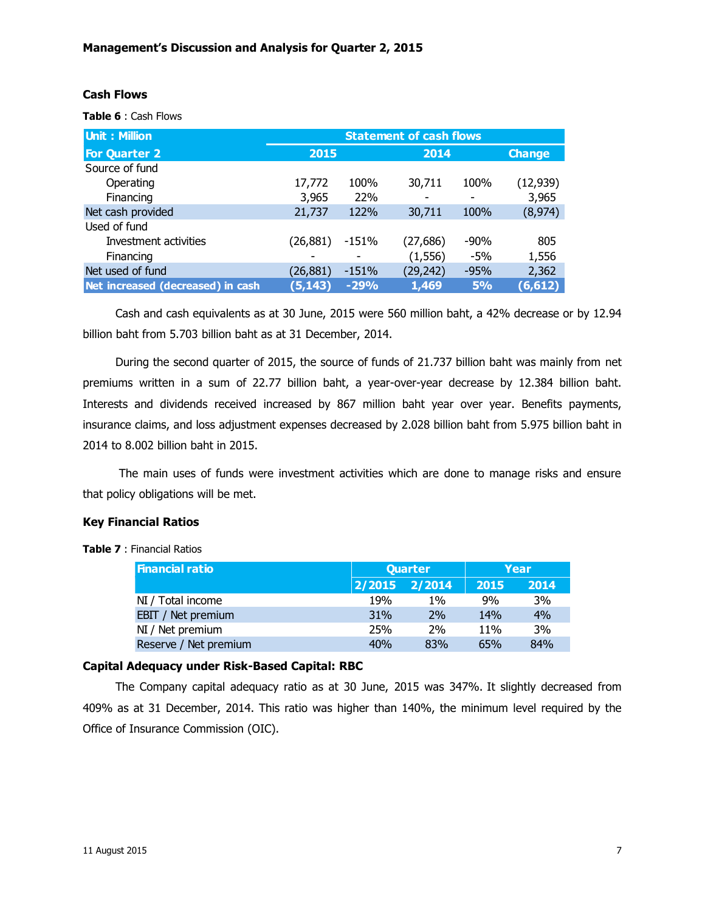**Management's Discussion and Analysis for Quarter 2, 2015**

### Cash Flows

**Table 6** : Cash Flows

| Unit : Million | Statement of cash flows | | | | |
|---|---|---|---|---|---|
| For Quarter 2 | 2015 | | 2014 | | Change |
| Source of fund | | | | | |
| Operating | 17,772 | 100% | 30,711 | 100% | (12,939) |
| Financing | 3,965 | 22% | - | - | 3,965 |
| Net cash provided | 21,737 | 122% | 30,711 | 100% | (8,974) |
| Used of fund | | | | | |
| Investment activities | (26,881) | -151% | (27,686) | -90% | 805 |
| Financing | - | - | (1,556) | -5% | 1,556 |
| Net used of fund | (26,881) | -151% | (29,242) | -95% | 2,362 |
| **Net increased (decreased) in cash** | **(5,143)** | **-29%** | **1,469** | **5%** | **(6,612)** |

Cash and cash equivalents as at 30 June, 2015 were 560 million baht, a 42% decrease or by 12.94 billion baht from 5.703 billion baht as at 31 December, 2014.

During the second quarter of 2015, the source of funds of 21.737 billion baht was mainly from net premiums written in a sum of 22.77 billion baht, a year-over-year decrease by 12.384 billion baht. Interests and dividends received increased by 867 million baht year over year. Benefits payments, insurance claims, and loss adjustment expenses decreased by 2.028 billion baht from 5.975 billion baht in 2014 to 8.002 billion baht in 2015.

The main uses of funds were investment activities which are done to manage risks and ensure that policy obligations will be met.

### Key Financial Ratios

**Table 7** : Financial Ratios

| Financial ratio | Quarter | | Year | |
|---|---|---|---|---|
| | 2/2015 | 2/2014 | 2015 | 2014 |
| NI / Total income | 19% | 1% | 9% | 3% |
| EBIT / Net premium | 31% | 2% | 14% | 4% |
| NI / Net premium | 25% | 2% | 11% | 3% |
| Reserve / Net premium | 40% | 83% | 65% | 84% |

### Capital Adequacy under Risk-Based Capital: RBC

The Company capital adequacy ratio as at 30 June, 2015 was 347%. It slightly decreased from 409% as at 31 December, 2014. This ratio was higher than 140%, the minimum level required by the Office of Insurance Commission (OIC).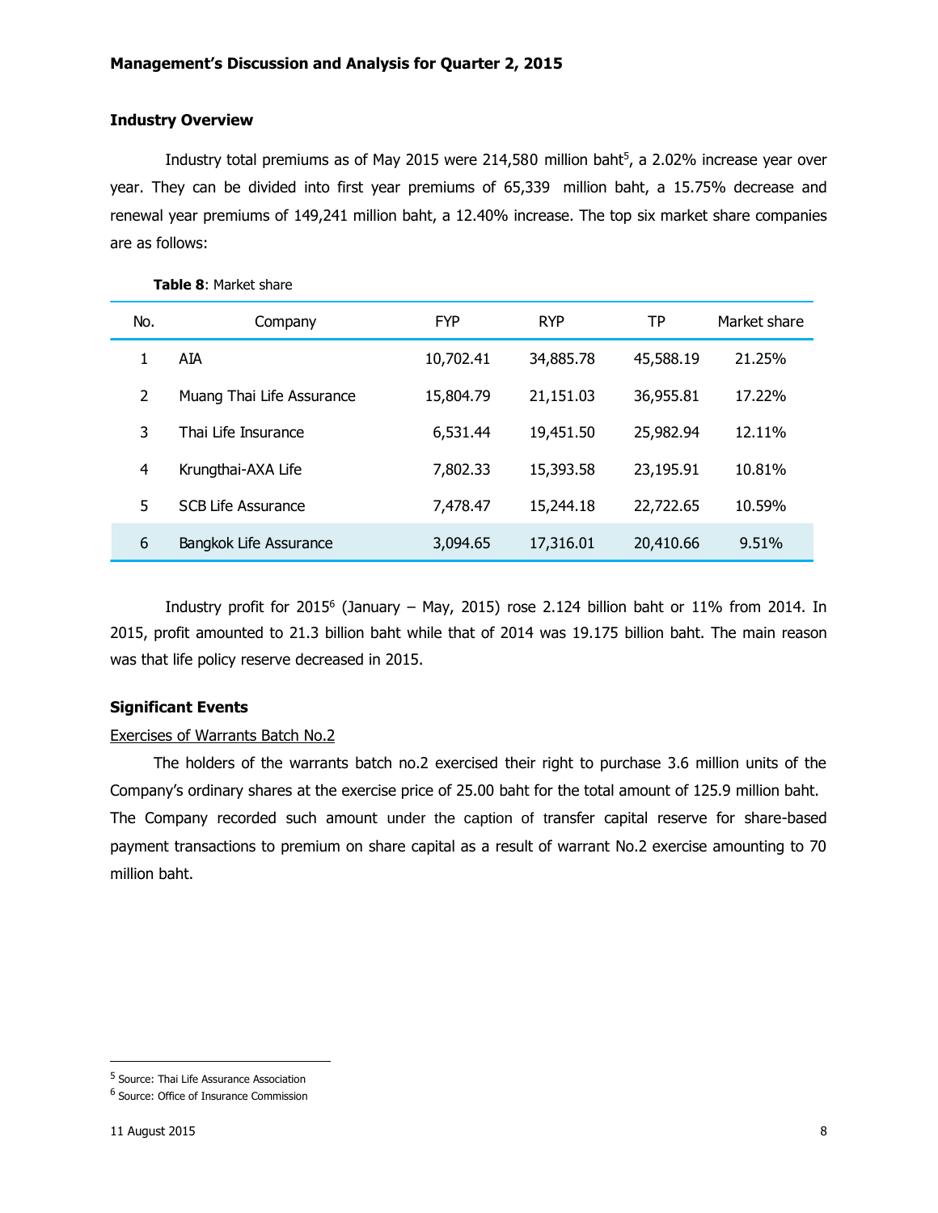**Management's Discussion and Analysis for Quarter 2, 2015**

## Industry Overview

Industry total premiums as of May 2015 were 214,580 million baht[5], a 2.02% increase year over year. They can be divided into first year premiums of 65,339 million baht, a 15.75% decrease and renewal year premiums of 149,241 million baht, a 12.40% increase. The top six market share companies are as follows:

**Table 8**: Market share

| No. | Company | FYP | RYP | TP | Market share |
|---|---|---|---|---|---|
| 1 | AIA | 10,702.41 | 34,885.78 | 45,588.19 | 21.25% |
| 2 | Muang Thai Life Assurance | 15,804.79 | 21,151.03 | 36,955.81 | 17.22% |
| 3 | Thai Life Insurance | 6,531.44 | 19,451.50 | 25,982.94 | 12.11% |
| 4 | Krungthai-AXA Life | 7,802.33 | 15,393.58 | 23,195.91 | 10.81% |
| 5 | SCB Life Assurance | 7,478.47 | 15,244.18 | 22,722.65 | 10.59% |
| 6 | Bangkok Life Assurance | 3,094.65 | 17,316.01 | 20,410.66 | 9.51% |

Industry profit for 2015[6] (January – May, 2015) rose 2.124 billion baht or 11% from 2014. In 2015, profit amounted to 21.3 billion baht while that of 2014 was 19.175 billion baht. The main reason was that life policy reserve decreased in 2015.

## Significant Events

Exercises of Warrants Batch No.2

The holders of the warrants batch no.2 exercised their right to purchase 3.6 million units of the Company's ordinary shares at the exercise price of 25.00 baht for the total amount of 125.9 million baht. The Company recorded such amount under the caption of transfer capital reserve for share-based payment transactions to premium on share capital as a result of warrant No.2 exercise amounting to 70 million baht.

[5] Source: Thai Life Assurance Association

[6] Source: Office of Insurance Commission